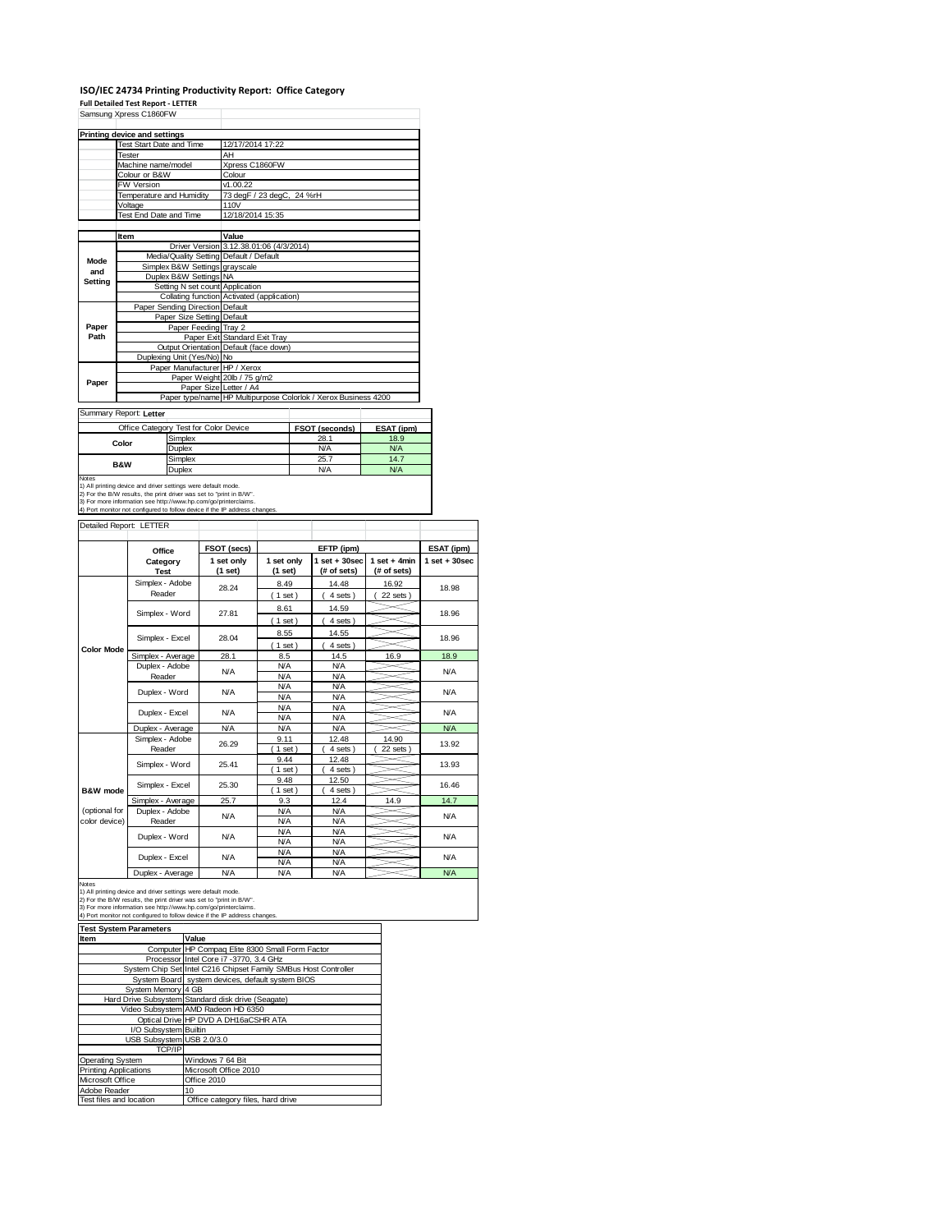# ISO/IEC 24734 Printing Productivity Report: Office Category

**Full Detailed Test Report - LETTER**

Samsung Xpress C1860FW

| Printing device and settings | |
|---|---|
| Test Start Date and Time | 12/17/2014 17:22 |
| Tester | AH |
| Machine name/model | Xpress C1860FW |
| Colour or B&W | Colour |
| FW Version | v1.00.22 |
| Temperature and Humidity | 73 degF / 23 degC, 24 %rH |
| Voltage | 110V |
| Test End Date and Time | 12/18/2014 15:35 |

| | Item | Value |
|---|---|---|
| Mode and Setting | Driver Version | 3.12.38.01:06 (4/3/2014) |
| | Media/Quality Setting | Default / Default |
| | Simplex B&W Settings | grayscale |
| | Duplex B&W Settings | NA |
| | Setting N set count | Application |
| | Collating function | Activated (application) |
| Paper Path | Paper Sending Direction | Default |
| | Paper Size Setting | Default |
| | Paper Feeding | Tray 2 |
| | Paper Exit | Standard Exit Tray |
| | Output Orientation | Default (face down) |
| | Duplexing Unit (Yes/No) | No |
| Paper | Paper Manufacturer | HP / Xerox |
| | Paper Weight | 20lb / 75 g/m2 |
| | Paper Size | Letter / A4 |
| | Paper type/name | HP Multipurpose Colorlok / Xerox Business 4200 |

Summary Report: **Letter**

| Office Category Test for Color Device | | FSOT (seconds) | ESAT (ipm) |
|---|---|---|---|
| Color | Simplex | 28.1 | 18.9 |
| | Duplex | N/A | N/A |
| B&W | Simplex | 25.7 | 14.7 |
| | Duplex | N/A | N/A |

Notes
1) All printing device and driver settings were default mode.
2) For the B/W results, the print driver was set to "print in B/W".
3) For more information see http://www.hp.com/go/printerclaims.
4) Port monitor not configured to follow device if the IP address changes.

Detailed Report: LETTER

| | Office Category Test | FSOT (secs) 1 set only (1 set) | EFTP (ipm) 1 set only (1 set) | EFTP (ipm) 1 set + 30sec (# of sets) | EFTP (ipm) 1 set + 4min (# of sets) | ESAT (ipm) 1 set + 30sec |
|---|---|---|---|---|---|---|
| Color Mode | Simplex - Adobe Reader | 28.24 | 8.49 (1 set) | 14.48 (4 sets) | 16.92 (22 sets) | 18.98 |
| | Simplex - Word | 27.81 | 8.61 (1 set) | 14.59 (4 sets) | | 18.96 |
| | Simplex - Excel | 28.04 | 8.55 (1 set) | 14.55 (4 sets) | | 18.96 |
| | Simplex - Average | 28.1 | 8.5 | 14.5 | 16.9 | 18.9 |
| | Duplex - Adobe Reader | N/A | N/A N/A | N/A N/A | | N/A |
| | Duplex - Word | N/A | N/A N/A | N/A N/A | | N/A |
| | Duplex - Excel | N/A | N/A N/A | N/A N/A | | N/A |
| | Duplex - Average | N/A | N/A | N/A | | N/A |
| B&W mode (optional for color device) | Simplex - Adobe Reader | 26.29 | 9.11 (1 set) | 12.48 (4 sets) | 14.90 (22 sets) | 13.92 |
| | Simplex - Word | 25.41 | 9.44 (1 set) | 12.48 (4 sets) | | 13.93 |
| | Simplex - Excel | 25.30 | 9.48 (1 set) | 12.50 (4 sets) | | 16.46 |
| | Simplex - Average | 25.7 | 9.3 | 12.4 | 14.9 | 14.7 |
| | Duplex - Adobe Reader | N/A | N/A N/A | N/A N/A | | N/A |
| | Duplex - Word | N/A | N/A N/A | N/A N/A | | N/A |
| | Duplex - Excel | N/A | N/A N/A | N/A N/A | | N/A |
| | Duplex - Average | N/A | N/A | N/A | | N/A |

Notes
1) All printing device and driver settings were default mode.
2) For the B/W results, the print driver was set to "print in B/W".
3) For more information see http://www.hp.com/go/printerclaims.
4) Port monitor not configured to follow device if the IP address changes.

| Test System Parameters | |
|---|---|
| **Item** | **Value** |
| Computer | HP Compaq Elite 8300 Small Form Factor |
| Processor | Intel Core i7 -3770, 3.4 GHz |
| System Chip Set | Intel C216 Chipset Family SMBus Host Controller |
| System Board | system devices, default system BIOS |
| System Memory | 4 GB |
| Hard Drive Subsystem | Standard disk drive (Seagate) |
| Video Subsystem | AMD Radeon HD 6350 |
| Optical Drive | HP DVD A DH16aCSHR ATA |
| I/O Subsystem | Builtin |
| USB Subsystem | USB 2.0/3.0 |
| TCP/IP | |
| Operating System | Windows 7 64 Bit |
| Printing Applications | Microsoft Office 2010 |
| Microsoft Office | Office 2010 |
| Adobe Reader | 10 |
| Test files and location | Office category files, hard drive |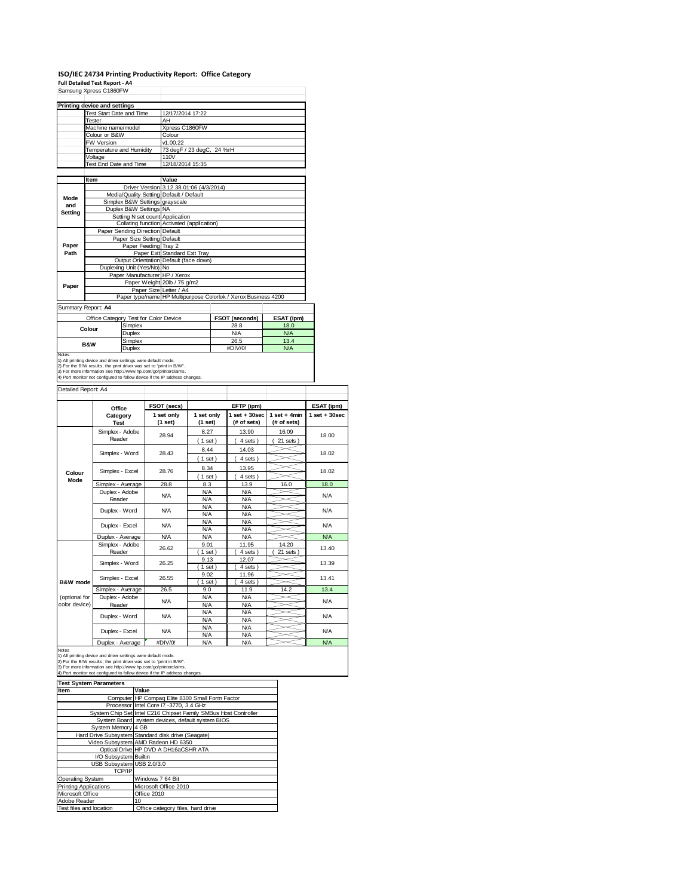# ISO/IEC 24734 Printing Productivity Report: Office Category

**Full Detailed Test Report - A4**

Samsung Xpress C1860FW

| Printing device and settings | |
|---|---|
| Test Start Date and Time | 12/17/2014 17:22 |
| Tester | AH |
| Machine name/model | Xpress C1860FW |
| Colour or B&W | Colour |
| FW Version | v1.00.22 |
| Temperature and Humidity | 73 degF / 23 degC, 24 %rH |
| Voltage | 110V |
| Test End Date and Time | 12/18/2014 15:35 |

| | Item | Value |
|---|---|---|
| Mode and Setting | Driver Version | 3.12.38.01:06 (4/3/2014) |
| | Media/Quality Setting | Default / Default |
| | Simplex B&W Settings | grayscale |
| | Duplex B&W Settings | NA |
| | Setting N set count | Application |
| | Collating function | Activated (application) |
| Paper Path | Paper Sending Direction | Default |
| | Paper Size Setting | Default |
| | Paper Feeding | Tray 2 |
| | Paper Exit | Standard Exit Tray |
| | Output Orientation | Default (face down) |
| | Duplexing Unit (Yes/No) | No |
| Paper | Paper Manufacturer | HP / Xerox |
| | Paper Weight | 20lb / 75 g/m2 |
| | Paper Size | Letter / A4 |
| | Paper type/name | HP Multipurpose Colorlok / Xerox Business 4200 |

Summary Report: **A4**

| Office Category Test for Color Device | | FSOT (seconds) | ESAT (ipm) |
|---|---|---|---|
| Colour | Simplex | 28.8 | 18.0 |
| | Duplex | N/A | N/A |
| B&W | Simplex | 26.5 | 13.4 |
| | Duplex | #DIV/0! | N/A |

Notes
1) All printing device and driver settings were default mode.
2) For the B/W results, the print driver was set to "print in B/W".
3) For more information see http://www.hp.com/go/printerclaims.
4) Port monitor not configured to follow device if the IP address changes.

Detailed Report: A4

| | Office Category Test | FSOT (secs) 1 set only (1 set) | EFTP (ipm) 1 set only (1 set) | EFTP (ipm) 1 set + 30sec (# of sets) | EFTP (ipm) 1 set + 4min (# of sets) | ESAT (ipm) 1 set + 30sec |
|---|---|---|---|---|---|---|
| Colour Mode | Simplex - Adobe Reader | 28.94 | 8.27 (1 set) | 13.90 (4 sets) | 16.09 (21 sets) | 18.00 |
| | Simplex - Word | 28.43 | 8.44 (1 set) | 14.03 (4 sets) | | 18.02 |
| | Simplex - Excel | 28.76 | 8.34 (1 set) | 13.95 (4 sets) | | 18.02 |
| | Simplex - Average | 28.8 | 8.3 | 13.9 | 16.0 | 18.0 |
| | Duplex - Adobe Reader | N/A | N/A N/A | N/A N/A | | N/A |
| | Duplex - Word | N/A | N/A N/A | N/A N/A | | N/A |
| | Duplex - Excel | N/A | N/A N/A | N/A N/A | | N/A |
| | Duplex - Average | N/A | N/A | N/A | | N/A |
| B&W mode (optional for color device) | Simplex - Adobe Reader | 26.62 | 9.01 (1 set) | 11.95 (4 sets) | 14.20 (21 sets) | 13.40 |
| | Simplex - Word | 26.25 | 9.13 (1 set) | 12.07 (4 sets) | | 13.39 |
| | Simplex - Excel | 26.55 | 9.02 (1 set) | 11.96 (4 sets) | | 13.41 |
| | Simplex - Average | 26.5 | 9.0 | 11.9 | 14.2 | 13.4 |
| | Duplex - Adobe Reader | N/A | N/A N/A | N/A N/A | | N/A |
| | Duplex - Word | N/A | N/A N/A | N/A N/A | | N/A |
| | Duplex - Excel | N/A | N/A N/A | N/A N/A | | N/A |
| | Duplex - Average | #DIV/0! | N/A | N/A | | N/A |

Notes
1) All printing device and driver settings were default mode.
2) For the B/W results, the print driver was set to "print in B/W".
3) For more information see http://www.hp.com/go/printerclaims.
4) Port monitor not configured to follow device if the IP address changes.

| Test System Parameters | |
|---|---|
| **Item** | **Value** |
| Computer | HP Compaq Elite 8300 Small Form Factor |
| Processor | Intel Core i7 -3770, 3.4 GHz |
| System Chip Set | Intel C216 Chipset Family SMBus Host Controller |
| System Board | system devices, default system BIOS |
| System Memory | 4 GB |
| Hard Drive Subsystem | Standard disk drive (Seagate) |
| Video Subsystem | AMD Radeon HD 6350 |
| Optical Drive | HP DVD A DH16aCSHR ATA |
| I/O Subsystem | Builtin |
| USB Subsystem | USB 2.0/3.0 |
| TCP/IP | |
| Operating System | Windows 7 64 Bit |
| Printing Applications | Microsoft Office 2010 |
| Microsoft Office | Office 2010 |
| Adobe Reader | 10 |
| Test files and location | Office category files, hard drive |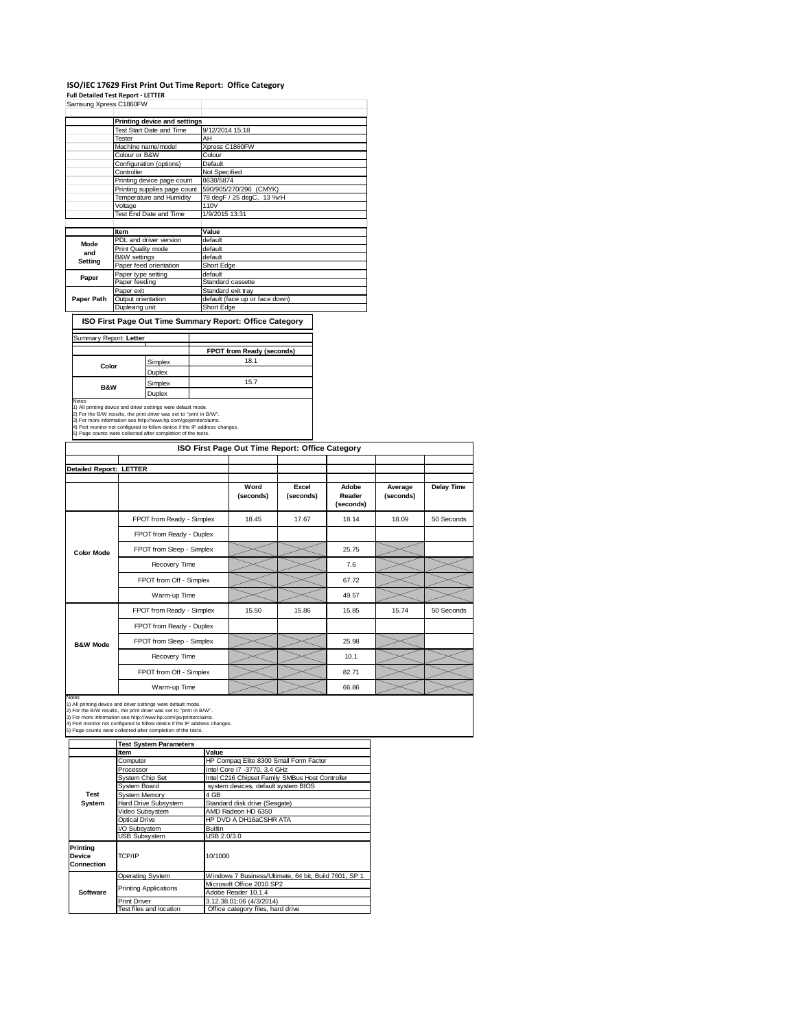# ISO/IEC 17629 First Print Out Time Report: Office Category

**Full Detailed Test Report - LETTER**

Samsung Xpress C1860FW

| | Printing device and settings | |
|---|---|---|
| | Test Start Date and Time | 9/12/2014 15:18 |
| | Tester | AH |
| | Machine name/model | Xpress C1860FW |
| | Colour or B&W | Colour |
| | Configuration (options) | Default |
| | Controller | Not Specified |
| | Printing device page count | 8638/5874 |
| | Printing supplies page count | 590/905/270/296 (CMYK) |
| | Temperature and Humidity | 78 degF / 25 degC, 13 %rH |
| | Voltage | 110V |
| | Test End Date and Time | 1/9/2015 13:31 |

| | Item | Value |
|---|---|---|
| Mode and Setting | PDL and driver version | default |
| | Print Quality mode | default |
| | B&W settings | default |
| | Paper feed orientation | Short Edge |
| Paper | Paper type setting | default |
| | Paper feeding | Standard cassette |
| | Paper exit | Standard exit tray |
| Paper Path | Output orientation | default (face up or face down) |
| | Duplexing unit | Short Edge |

## ISO First Page Out Time Summary Report: Office Category

Summary Report: **Letter**

| | | FPOT from Ready (seconds) |
|---|---|---|
| Color | Simplex | 18.1 |
| | Duplex | |
| B&W | Simplex | 15.7 |
| | Duplex | |

Notes
1) All printing device and driver settings were default mode.
2) For the B/W results, the print driver was set to "print in B/W".
3) For more information see http://www.hp.com/go/printerclaims.
4) Port monitor not configured to follow device if the IP address changes.
5) Page counts were collected after completion of the tests.

## ISO First Page Out Time Report: Office Category

**Detailed Report: LETTER**

| | | Word (seconds) | Excel (seconds) | Adobe Reader (seconds) | Average (seconds) | Delay Time |
|---|---|---|---|---|---|---|
| Color Mode | FPOT from Ready - Simplex | 18.45 | 17.67 | 18.14 | 18.09 | 50 Seconds |
| | FPOT from Ready - Duplex | | | | | |
| | FPOT from Sleep - Simplex | | | 25.75 | | |
| | Recovery Time | | | 7.6 | | |
| | FPOT from Off - Simplex | | | 67.72 | | |
| | Warm-up Time | | | 49.57 | | |
| B&W Mode | FPOT from Ready - Simplex | 15.50 | 15.86 | 15.85 | 15.74 | 50 Seconds |
| | FPOT from Ready - Duplex | | | | | |
| | FPOT from Sleep - Simplex | | | 25.98 | | |
| | Recovery Time | | | 10.1 | | |
| | FPOT from Off - Simplex | | | 82.71 | | |
| | Warm-up Time | | | 66.86 | | |

Notes
1) All printing device and driver settings were default mode.
2) For the B/W results, the print driver was set to "print in B/W".
3) For more information see http://www.hp.com/go/printerclaims.
4) Port monitor not configured to follow device if the IP address changes.
5) Page counts were collected after completion of the tests.

| | Test System Parameters | |
|---|---|---|
| | Item | Value |
| Test System | Computer | HP Compaq Elite 8300 Small Form Factor |
| | Processor | Intel Core i7 -3770, 3.4 GHz |
| | System Chip Set | Intel C216 Chipset Family SMBus Host Controller |
| | System Board | system devices, default system BIOS |
| | System Memory | 4 GB |
| | Hard Drive Subsystem | Standard disk drive (Seagate) |
| | Video Subsystem | AMD Radeon HD 6350 |
| | Optical Drive | HP DVD A DH16aCSHR ATA |
| | I/O Subsystem | Builtin |
| | USB Subsystem | USB 2.0/3.0 |
| Printing Device Connection | TCP/IP | 10/1000 |
| Software | Operating System | Windows 7 Business/Ultimate, 64 bit, Build 7601, SP 1 |
| | Printing Applications | Microsoft Office 2010 SP2 |
| | | Adobe Reader 10.1.4 |
| | Print Driver | 3.12.38.01:06 (4/3/2014) |
| | Test files and location | Office category files, hard drive |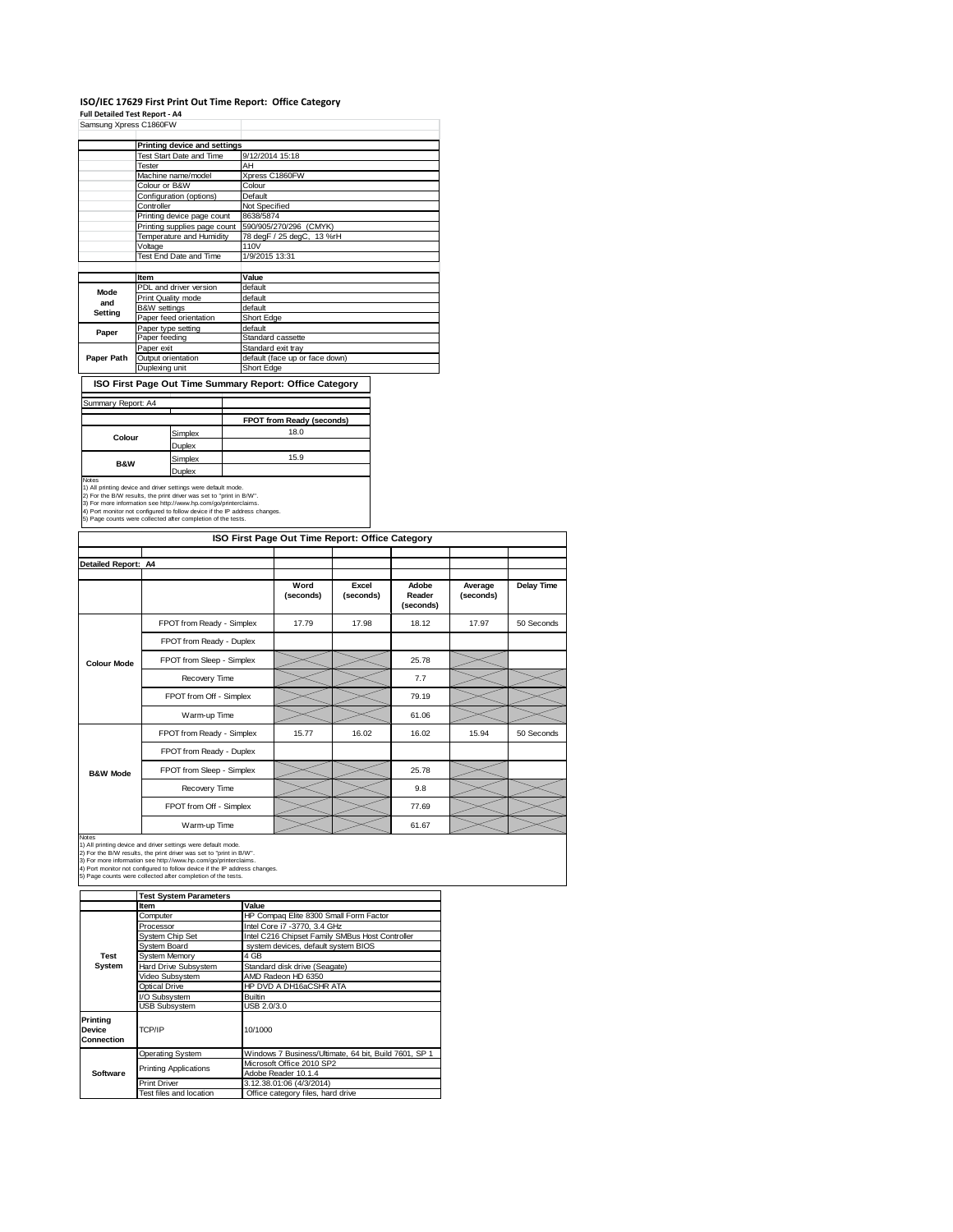# ISO/IEC 17629 First Print Out Time Report: Office Category

**Full Detailed Test Report - A4**

Samsung Xpress C1860FW

| | Printing device and settings | |
|---|---|---|
| | Test Start Date and Time | 9/12/2014 15:18 |
| | Tester | AH |
| | Machine name/model | Xpress C1860FW |
| | Colour or B&W | Colour |
| | Configuration (options) | Default |
| | Controller | Not Specified |
| | Printing device page count | 8638/5874 |
| | Printing supplies page count | 590/905/270/296 (CMYK) |
| | Temperature and Humidity | 78 degF / 25 degC, 13 %rH |
| | Voltage | 110V |
| | Test End Date and Time | 1/9/2015 13:31 |

| | Item | Value |
|---|---|---|
| Mode and Setting | PDL and driver version | default |
| | Print Quality mode | default |
| | B&W settings | default |
| | Paper feed orientation | Short Edge |
| Paper | Paper type setting | default |
| | Paper feeding | Standard cassette |
| | Paper exit | Standard exit tray |
| Paper Path | Output orientation | default (face up or face down) |
| | Duplexing unit | Short Edge |

## ISO First Page Out Time Summary Report: Office Category

Summary Report: A4

| | | FPOT from Ready (seconds) |
|---|---|---|
| Colour | Simplex | 18.0 |
| | Duplex | |
| B&W | Simplex | 15.9 |
| | Duplex | |

Notes
1) All printing device and driver settings were default mode.
2) For the B/W results, the print driver was set to "print in B/W".
3) For more information see http://www.hp.com/go/printerclaims.
4) Port monitor not configured to follow device if the IP address changes.
5) Page counts were collected after completion of the tests.

## ISO First Page Out Time Report: Office Category

Detailed Report: A4

| | | Word (seconds) | Excel (seconds) | Adobe Reader (seconds) | Average (seconds) | Delay Time |
|---|---|---|---|---|---|---|
| Colour Mode | FPOT from Ready - Simplex | 17.79 | 17.98 | 18.12 | 17.97 | 50 Seconds |
| | FPOT from Ready - Duplex | | | | | |
| | FPOT from Sleep - Simplex | | | 25.78 | | |
| | Recovery Time | | | 7.7 | | |
| | FPOT from Off - Simplex | | | 79.19 | | |
| | Warm-up Time | | | 61.06 | | |
| B&W Mode | FPOT from Ready - Simplex | 15.77 | 16.02 | 16.02 | 15.94 | 50 Seconds |
| | FPOT from Ready - Duplex | | | | | |
| | FPOT from Sleep - Simplex | | | 25.78 | | |
| | Recovery Time | | | 9.8 | | |
| | FPOT from Off - Simplex | | | 77.69 | | |
| | Warm-up Time | | | 61.67 | | |

Notes
1) All printing device and driver settings were default mode.
2) For the B/W results, the print driver was set to "print in B/W".
3) For more information see http://www.hp.com/go/printerclaims.
4) Port monitor not configured to follow device if the IP address changes.
5) Page counts were collected after completion of the tests.

| | Test System Parameters | |
|---|---|---|
| | Item | Value |
| Test System | Computer | HP Compaq Elite 8300 Small Form Factor |
| | Processor | Intel Core i7 -3770, 3.4 GHz |
| | System Chip Set | Intel C216 Chipset Family SMBus Host Controller |
| | System Board | system devices, default system BIOS |
| | System Memory | 4 GB |
| | Hard Drive Subsystem | Standard disk drive (Seagate) |
| | Video Subsystem | AMD Radeon HD 6350 |
| | Optical Drive | HP DVD A DH16aCSHR ATA |
| | I/O Subsystem | Builtin |
| | USB Subsystem | USB 2.0/3.0 |
| Printing Device Connection | TCP/IP | 10/1000 |
| Software | Operating System | Windows 7 Business/Ultimate, 64 bit, Build 7601, SP 1 |
| | Printing Applications | Microsoft Office 2010 SP2 |
| | | Adobe Reader 10.1.4 |
| | Print Driver | 3.12.38.01:06 (4/3/2014) |
| | Test files and location | Office category files, hard drive |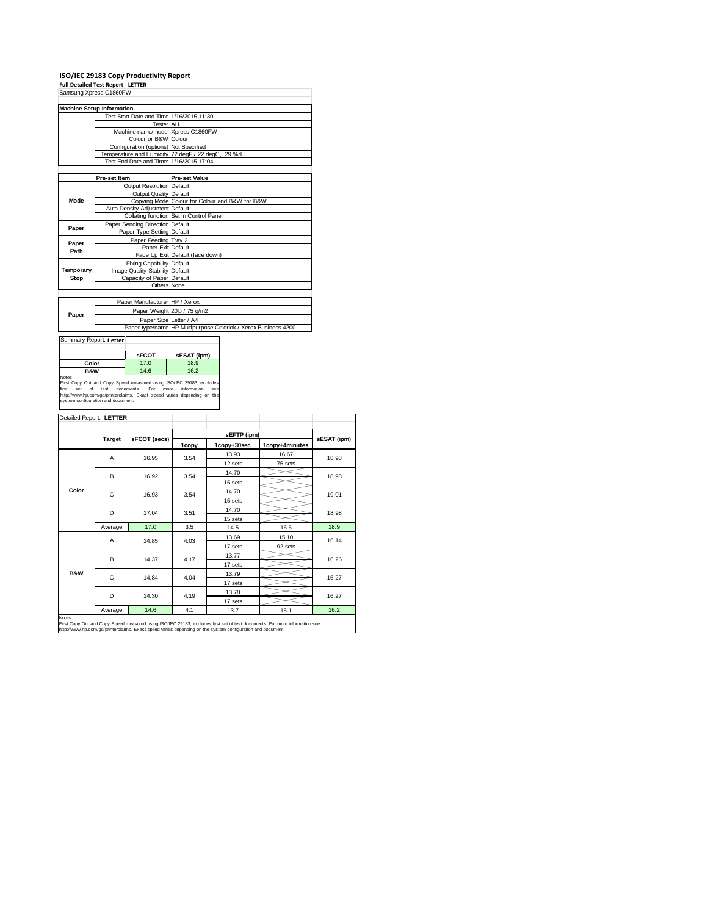# ISO/IEC 29183 Copy Productivity Report

**Full Detailed Test Report - LETTER**

Samsung Xpress C1860FW

| Machine Setup Information | | |
|---|---|---|
| | Test Start Date and Time | 1/16/2015 11:30 |
| | Tester | AH |
| | Machine name/model | Xpress C1860FW |
| | Colour or B&W | Colour |
| | Configuration (options) | Not Specified |
| | Temperature and Humidity | 72 degF / 22 degC, 29 %rH |
| | Test End Date and Time: | 1/16/2015 17:04 |

| | Pre-set Item | Pre-set Value |
|---|---|---|
| Mode | Output Resolution | Default |
| | Output Quality | Default |
| | Copying Mode | Colour for Colour and B&W for B&W |
| | Auto Density Adjustment | Default |
| | Collating function | Set in Control Panel |
| Paper | Paper Sending Direction | Default |
| | Paper Type Setting | Default |
| Paper Path | Paper Feeding | Tray 2 |
| | Paper Exit | Default |
| | Face Up Exit | Default (face down) |
| Temporary Stop | Fixing Capability | Default |
| | Image Quality Stability | Default |
| | Capacity of Paper | Default |
| | Others | None |

| | | |
|---|---|---|
| Paper | Paper Manufacturer | HP / Xerox |
| | Paper Weight | 20lb / 75 g/m2 |
| | Paper Size | Letter / A4 |
| | Paper type/name | HP Multipurpose Colorlok / Xerox Business 4200 |

Summary Report: **Letter**

| | sFCOT | sESAT (ipm) |
|---|---|---|
| Color | 17.0 | 18.9 |
| B&W | 14.6 | 16.2 |

Notes
First Copy Out and Copy Speed measured using ISO/IEC 29183, excludes first set of test documents. For more information see http://www.hp.com/go/printerclaims. Exact speed varies depending on the system configuration and document.

Detailed Report: **LETTER**

| | Target | sFCOT (secs) | sEFTP (ipm) | | | sESAT (ipm) |
|---|---|---|---|---|---|---|
| | | | 1copy | 1copy+30sec | 1copy+4minutes | |
| Color | A | 16.95 | 3.54 | 13.93 | 16.67 | 18.98 |
| | | | | 12 sets | 75 sets | |
| | B | 16.92 | 3.54 | 14.70 | | 18.98 |
| | | | | 15 sets | | |
| | C | 16.93 | 3.54 | 14.70 | | 19.01 |
| | | | | 15 sets | | |
| | D | 17.04 | 3.51 | 14.70 | | 18.98 |
| | | | | 15 sets | | |
| | Average | 17.0 | 3.5 | 14.5 | 16.6 | 18.9 |
| B&W | A | 14.85 | 4.03 | 13.69 | 15.10 | 16.14 |
| | | | | 17 sets | 92 sets | |
| | B | 14.37 | 4.17 | 13.77 | | 16.26 |
| | | | | 17 sets | | |
| | C | 14.84 | 4.04 | 13.79 | | 16.27 |
| | | | | 17 sets | | |
| | D | 14.30 | 4.19 | 13.78 | | 16.27 |
| | | | | 17 sets | | |
| | Average | 14.6 | 4.1 | 13.7 | 15.1 | 16.2 |

Notes
First Copy Out and Copy Speed measured using ISO/IEC 29183, excludes first set of test documents. For more information see http://www.hp.com/go/printerclaims. Exact speed varies depending on the system configuration and document.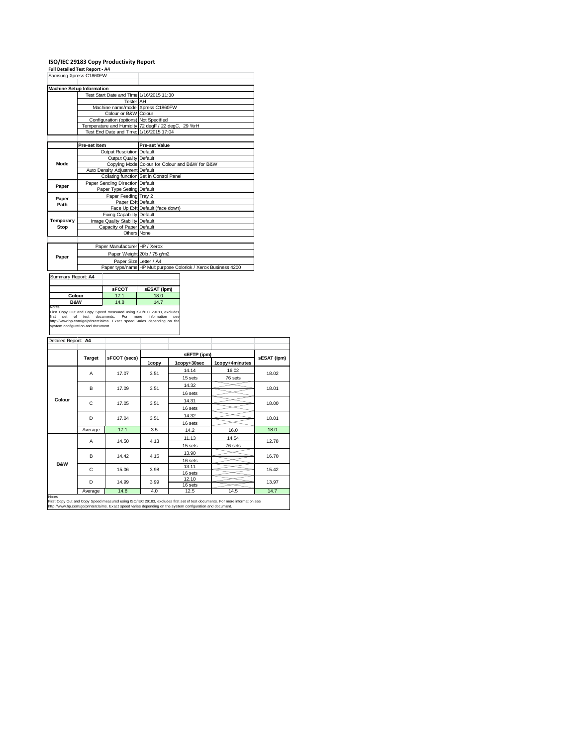# ISO/IEC 29183 Copy Productivity Report

**Full Detailed Test Report - A4**

Samsung Xpress C1860FW

| Machine Setup Information | | |
|---|---|---|
| | Test Start Date and Time | 1/16/2015 11:30 |
| | Tester | AH |
| | Machine name/model | Xpress C1860FW |
| | Colour or B&W | Colour |
| | Configuration (options) | Not Specified |
| | Temperature and Humidity | 72 degF / 22 degC, 29 %rH |
| | Test End Date and Time: | 1/16/2015 17:04 |

| | Pre-set Item | Pre-set Value |
|---|---|---|
| Mode | Output Resolution | Default |
| | Output Quality | Default |
| | Copying Mode | Colour for Colour and B&W for B&W |
| | Auto Density Adjustment | Default |
| | Collating function | Set in Control Panel |
| Paper | Paper Sending Direction | Default |
| | Paper Type Setting | Default |
| Paper Path | Paper Feeding | Tray 2 |
| | Paper Exit | Default |
| | Face Up Exit | Default (face down) |
| Temporary Stop | Fixing Capability | Default |
| | Image Quality Stability | Default |
| | Capacity of Paper | Default |
| | Others | None |

| | | |
|---|---|---|
| Paper | Paper Manufacturer | HP / Xerox |
| | Paper Weight | 20lb / 75 g/m2 |
| | Paper Size | Letter / A4 |
| | Paper type/name | HP Multipurpose Colorlok / Xerox Business 4200 |

Summary Report: **A4**

| | sFCOT | sESAT (ipm) |
|---|---|---|
| Colour | 17.1 | 18.0 |
| B&W | 14.8 | 14.7 |

Notes
First Copy Out and Copy Speed measured using ISO/IEC 29183, excludes first set of test documents. For more information see http://www.hp.com/go/printerclaims. Exact speed varies depending on the system configuration and document.

Detailed Report: **A4**

| | Target | sFCOT (secs) | sEFTP (ipm) | | | sESAT (ipm) |
|---|---|---|---|---|---|---|
| | | | 1copy | 1copy+30sec | 1copy+4minutes | |
| Colour | A | 17.07 | 3.51 | 14.14 / 15 sets | 16.02 / 76 sets | 18.02 |
| | B | 17.09 | 3.51 | 14.32 / 16 sets | | 18.01 |
| | C | 17.05 | 3.51 | 14.31 / 16 sets | | 18.00 |
| | D | 17.04 | 3.51 | 14.32 / 16 sets | | 18.01 |
| | Average | 17.1 | 3.5 | 14.2 | 16.0 | 18.0 |
| B&W | A | 14.50 | 4.13 | 11.13 / 15 sets | 14.54 / 76 sets | 12.78 |
| | B | 14.42 | 4.15 | 13.90 / 16 sets | | 16.70 |
| | C | 15.06 | 3.98 | 13.11 / 16 sets | | 15.42 |
| | D | 14.99 | 3.99 | 12.10 / 16 sets | | 13.97 |
| | Average | 14.8 | 4.0 | 12.5 | 14.5 | 14.7 |

Notes
First Copy Out and Copy Speed measured using ISO/IEC 29183, excludes first set of test documents. For more information see http://www.hp.com/go/printerclaims. Exact speed varies depending on the system configuration and document.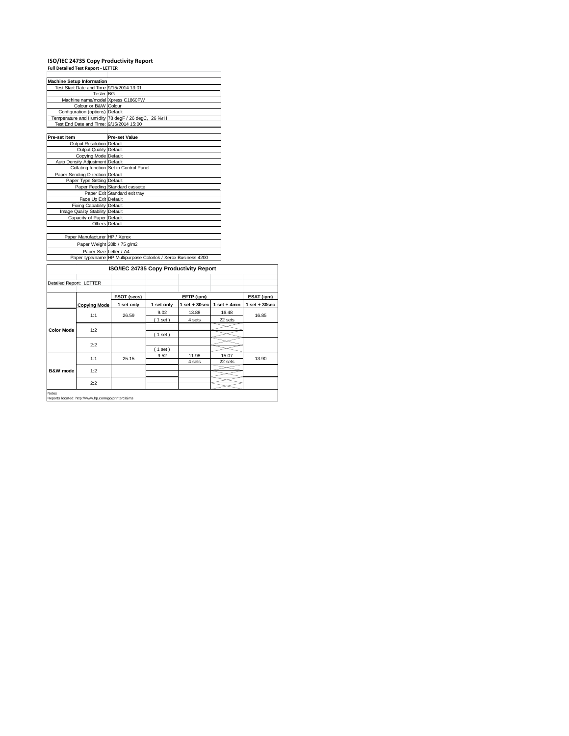# ISO/IEC 24735 Copy Productivity Report

**Full Detailed Test Report - LETTER**

| Machine Setup Information | |
|---|---|
| Test Start Date and Time | 9/15/2014 13:01 |
| Tester | BG |
| Machine name/model | Xpress C1860FW |
| Colour or B&W | Colour |
| Configuration (options) | Default |
| Temperature and Humidity | 78 degF / 26 degC, 26 %rH |
| Test End Date and Time: | 9/15/2014 15:00 |

| Pre-set Item | Pre-set Value |
|---|---|
| Output Resolution | Default |
| Output Quality | Default |
| Copying Mode | Default |
| Auto Density Adjustment | Default |
| Collating function | Set in Control Panel |
| Paper Sending Direction | Default |
| Paper Type Setting | Default |
| Paper Feeding | Standard cassette |
| Paper Exit | Standard exit tray |
| Face Up Exit | Default |
| Fixing Capability | Default |
| Image Quality Stability | Default |
| Capacity of Paper | Default |
| Others | Default |
| | |
| Paper Manufacturer | HP / Xerox |
| Paper Weight | 20lb / 75 g/m2 |
| Paper Size | Letter / A4 |
| Paper type/name | HP Multipurpose Colorlok / Xerox Business 4200 |

**ISO/IEC 24735 Copy Productivity Report**

Detailed Report: LETTER

| | | FSOT (secs) | EFTP (ipm) | | | ESAT (ipm) |
|---|---|---|---|---|---|---|
| | Copying Mode | 1 set only | 1 set only | 1 set + 30sec | 1 set + 4min | 1 set + 30sec |
| Color Mode | 1:1 | 26.59 | 9.02 | 13.88 | 16.48 | 16.85 |
| | | | ( 1 set ) | 4 sets | 22 sets | |
| | 1:2 | | | | | |
| | | | ( 1 set ) | | | |
| | 2:2 | | | | | |
| | | | ( 1 set ) | | | |
| B&W mode | 1:1 | 25.15 | 9.52 | 11.98 | 15.07 | 13.90 |
| | | | | 4 sets | 22 sets | |
| | 1:2 | | | | | |
| | 2:2 | | | | | |

Notes

Reports located: http://www.hp.com/go/printerclaims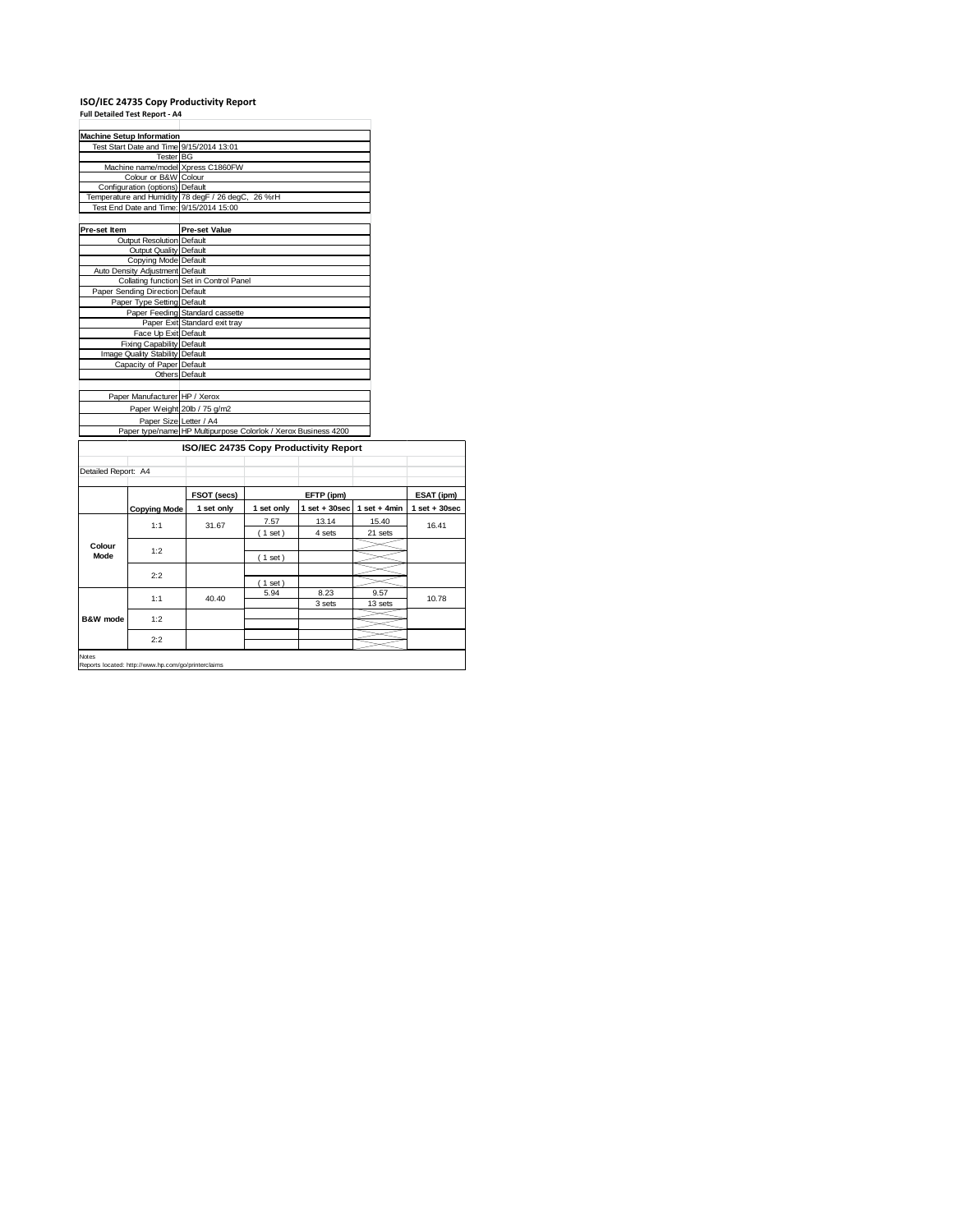## ISO/IEC 24735 Copy Productivity Report

**Full Detailed Test Report - A4**

| Machine Setup Information | |
|---|---|
| Test Start Date and Time | 9/15/2014 13:01 |
| Tester | BG |
| Machine name/model | Xpress C1860FW |
| Colour or B&W | Colour |
| Configuration (options) | Default |
| Temperature and Humidity | 78 degF / 26 degC, 26 %rH |
| Test End Date and Time: | 9/15/2014 15:00 |

| Pre-set Item | Pre-set Value |
|---|---|
| Output Resolution | Default |
| Output Quality | Default |
| Copying Mode | Default |
| Auto Density Adjustment | Default |
| Collating function | Set in Control Panel |
| Paper Sending Direction | Default |
| Paper Type Setting | Default |
| Paper Feeding | Standard cassette |
| Paper Exit | Standard exit tray |
| Face Up Exit | Default |
| Fixing Capability | Default |
| Image Quality Stability | Default |
| Capacity of Paper | Default |
| Others | Default |
| | |
| Paper Manufacturer | HP / Xerox |
| Paper Weight | 20lb / 75 g/m2 |
| Paper Size | Letter / A4 |
| Paper type/name | HP Multipurpose Colorlok / Xerox Business 4200 |

**ISO/IEC 24735 Copy Productivity Report**

Detailed Report: A4

| | | FSOT (secs) | EFTP (ipm) | | | ESAT (ipm) |
|---|---|---|---|---|---|---|
| | **Copying Mode** | **1 set only** | **1 set only** | **1 set + 30sec** | **1 set + 4min** | **1 set + 30sec** |
| Colour Mode | 1:1 | 31.67 | 7.57 ( 1 set ) | 13.14 4 sets | 15.40 21 sets | 16.41 |
| | 1:2 | | ( 1 set ) | | | |
| | 2:2 | | ( 1 set ) | | | |
| B&W mode | 1:1 | 40.40 | 5.94 | 8.23 3 sets | 9.57 13 sets | 10.78 |
| | 1:2 | | | | | |
| | 2:2 | | | | | |

Notes

Reports located: http://www.hp.com/go/printerclaims